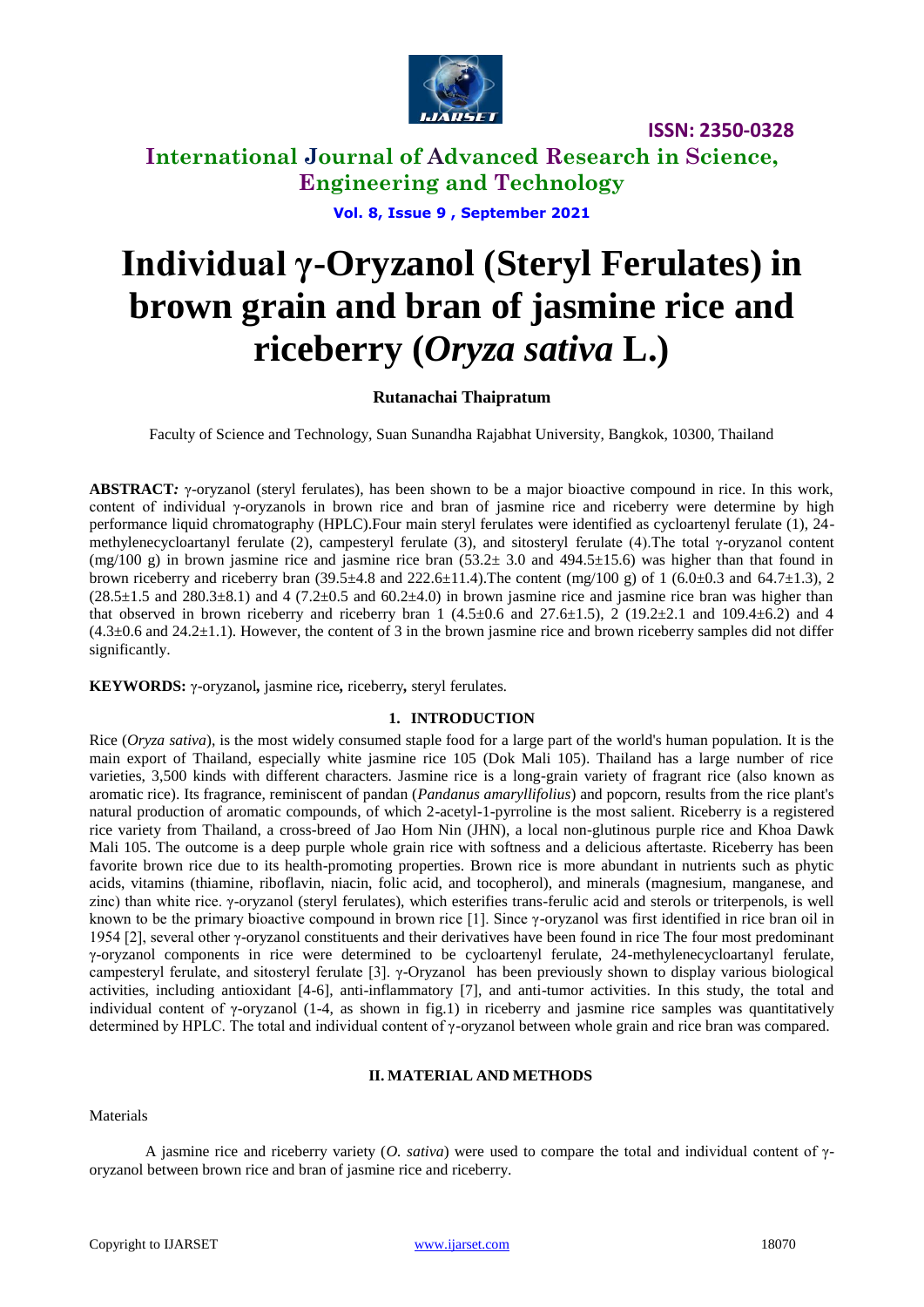# Individual γ-Oryzanol (Steryl Ferulates) in brown grain and bran of jasmine rice and riceberry (*Oryza sativa* L.)

**Rutanachai Thaipratum**

Faculty of Science and Technology, Suan Sunandha Rajabhat University, Bangkok, 10300, Thailand

**ABSTRACT:** γ-oryzanol (steryl ferulates), has been shown to be a major bioactive compound in rice. In this work, content of individual γ-oryzanols in brown rice and bran of jasmine rice and riceberry were determine by high performance liquid chromatography (HPLC).Four main steryl ferulates were identified as cycloartenyl ferulate (1), 24-methylenecycloartanyl ferulate (2), campesteryl ferulate (3), and sitosteryl ferulate (4).The total γ-oryzanol content (mg/100 g) in brown jasmine rice and jasmine rice bran (53.2± 3.0 and 494.5±15.6) was higher than that found in brown riceberry and riceberry bran (39.5±4.8 and 222.6±11.4).The content (mg/100 g) of 1 (6.0±0.3 and 64.7±1.3), 2 (28.5±1.5 and 280.3±8.1) and 4 (7.2±0.5 and 60.2±4.0) in brown jasmine rice and jasmine rice bran was higher than that observed in brown riceberry and riceberry bran 1 (4.5±0.6 and 27.6±1.5), 2 (19.2±2.1 and 109.4±6.2) and 4 (4.3±0.6 and 24.2±1.1). However, the content of 3 in the brown jasmine rice and brown riceberry samples did not differ significantly.

**KEYWORDS:** γ-oryzanol**,** jasmine rice**,** riceberry**,** steryl ferulates.

## 1. INTRODUCTION

Rice (*Oryza sativa*), is the most widely consumed staple food for a large part of the world's human population. It is the main export of Thailand, especially white jasmine rice 105 (Dok Mali 105). Thailand has a large number of rice varieties, 3,500 kinds with different characters. Jasmine rice is a long-grain variety of fragrant rice (also known as aromatic rice). Its fragrance, reminiscent of pandan (*Pandanus amaryllifolius*) and popcorn, results from the rice plant's natural production of aromatic compounds, of which 2-acetyl-1-pyrroline is the most salient. Riceberry is a registered rice variety from Thailand, a cross-breed of Jao Hom Nin (JHN), a local non-glutinous purple rice and Khoa Dawk Mali 105. The outcome is a deep purple whole grain rice with softness and a delicious aftertaste. Riceberry has been favorite brown rice due to its health-promoting properties. Brown rice is more abundant in nutrients such as phytic acids, vitamins (thiamine, riboflavin, niacin, folic acid, and tocopherol), and minerals (magnesium, manganese, and zinc) than white rice. γ-oryzanol (steryl ferulates), which esterifies trans-ferulic acid and sterols or triterpenols, is well known to be the primary bioactive compound in brown rice [1]. Since γ-oryzanol was first identified in rice bran oil in 1954 [2], several other γ-oryzanol constituents and their derivatives have been found in rice The four most predominant γ-oryzanol components in rice were determined to be cycloartenyl ferulate, 24-methylenecycloartanyl ferulate, campesteryl ferulate, and sitosteryl ferulate [3]. γ-Oryzanol has been previously shown to display various biological activities, including antioxidant [4-6], anti-inflammatory [7], and anti-tumor activities. In this study, the total and individual content of γ-oryzanol (1-4, as shown in fig.1) in riceberry and jasmine rice samples was quantitatively determined by HPLC. The total and individual content of γ-oryzanol between whole grain and rice bran was compared.

## II. MATERIAL AND METHODS

Materials

A jasmine rice and riceberry variety (*O. sativa*) were used to compare the total and individual content of γ-oryzanol between brown rice and bran of jasmine rice and riceberry.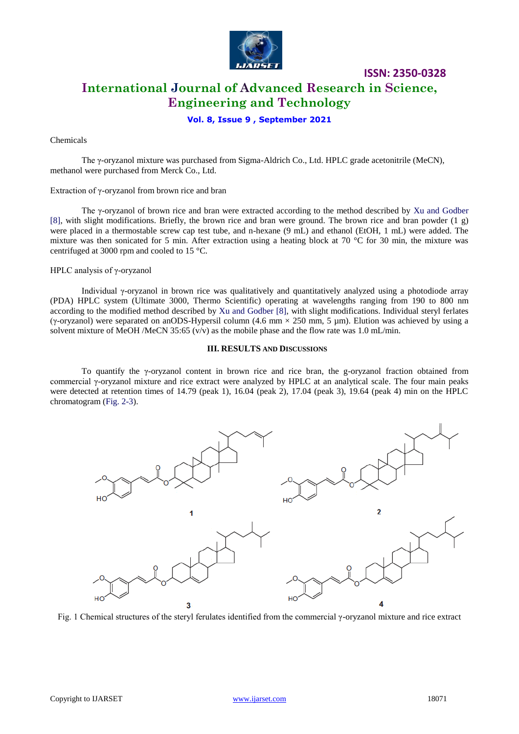Chemicals

The γ-oryzanol mixture was purchased from Sigma-Aldrich Co., Ltd. HPLC grade acetonitrile (MeCN), methanol were purchased from Merck Co., Ltd.

Extraction of γ-oryzanol from brown rice and bran

The γ-oryzanol of brown rice and bran were extracted according to the method described by Xu and Godber [8], with slight modifications. Briefly, the brown rice and bran were ground. The brown rice and bran powder (1 g) were placed in a thermostable screw cap test tube, and n-hexane (9 mL) and ethanol (EtOH, 1 mL) were added. The mixture was then sonicated for 5 min. After extraction using a heating block at 70 °C for 30 min, the mixture was centrifuged at 3000 rpm and cooled to 15 °C.

HPLC analysis of γ-oryzanol

Individual γ-oryzanol in brown rice was qualitatively and quantitatively analyzed using a photodiode array (PDA) HPLC system (Ultimate 3000, Thermo Scientific) operating at wavelengths ranging from 190 to 800 nm according to the modified method described by Xu and Godber [8], with slight modifications. Individual steryl ferlates (γ-oryzanol) were separated on anODS-Hypersil column (4.6 mm × 250 mm, 5 µm). Elution was achieved by using a solvent mixture of MeOH /MeCN 35:65 (v/v) as the mobile phase and the flow rate was 1.0 mL/min.

## III. RESULTS AND DISCUSSIONS

To quantify the γ-oryzanol content in brown rice and rice bran, the g-oryzanol fraction obtained from commercial γ-oryzanol mixture and rice extract were analyzed by HPLC at an analytical scale. The four main peaks were detected at retention times of 14.79 (peak 1), 16.04 (peak 2), 17.04 (peak 3), 19.64 (peak 4) min on the HPLC chromatogram (Fig. 2-3).

Fig. 1 Chemical structures of the steryl ferulates identified from the commercial γ-oryzanol mixture and rice extract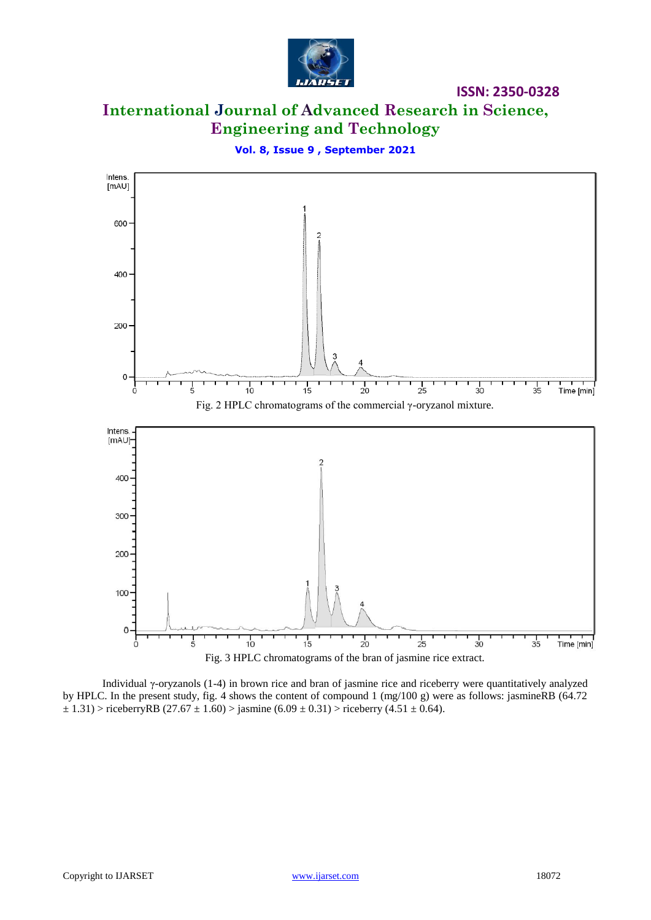Fig. 2 HPLC chromatograms of the commercial γ-oryzanol mixture.

Fig. 3 HPLC chromatograms of the bran of jasmine rice extract.

Individual γ-oryzanols (1-4) in brown rice and bran of jasmine rice and riceberry were quantitatively analyzed by HPLC. In the present study, fig. 4 shows the content of compound 1 (mg/100 g) were as follows: jasmineRB (64.72 ± 1.31) > riceberryRB (27.67 ± 1.60) > jasmine (6.09 ± 0.31) > riceberry (4.51 ± 0.64).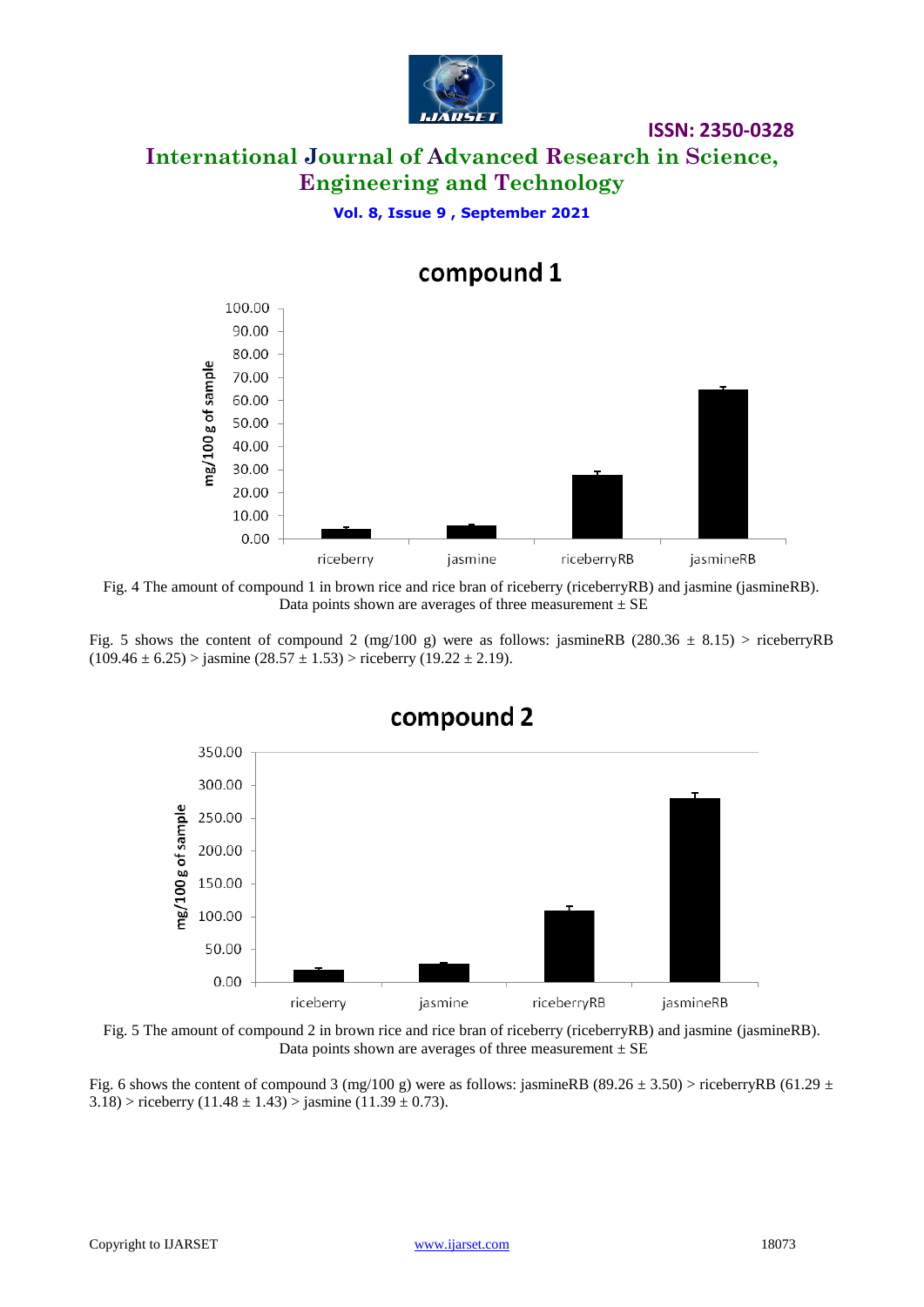Fig. 4 The amount of compound 1 in brown rice and rice bran of riceberry (riceberryRB) and jasmine (jasmineRB). Data points shown are averages of three measurement ± SE

Fig. 5 shows the content of compound 2 (mg/100 g) were as follows: jasmineRB (280.36 ± 8.15) > riceberryRB (109.46 ± 6.25) > jasmine (28.57 ± 1.53) > riceberry (19.22 ± 2.19).

Fig. 5 The amount of compound 2 in brown rice and rice bran of riceberry (riceberryRB) and jasmine (jasmineRB). Data points shown are averages of three measurement ± SE

Fig. 6 shows the content of compound 3 (mg/100 g) were as follows: jasmineRB (89.26 ± 3.50) > riceberryRB (61.29 ± 3.18) > riceberry (11.48 ± 1.43) > jasmine (11.39 ± 0.73).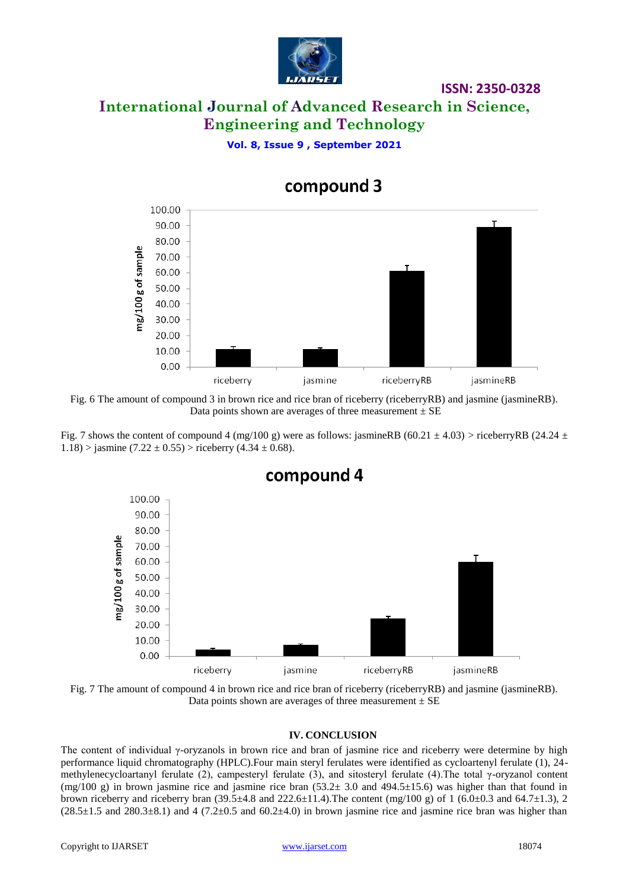Fig. 6 The amount of compound 3 in brown rice and rice bran of riceberry (riceberryRB) and jasmine (jasmineRB). Data points shown are averages of three measurement ± SE

Fig. 7 shows the content of compound 4 (mg/100 g) were as follows: jasmineRB (60.21 ± 4.03) > riceberryRB (24.24 ± 1.18) > jasmine (7.22 ± 0.55) > riceberry (4.34 ± 0.68).

Fig. 7 The amount of compound 4 in brown rice and rice bran of riceberry (riceberryRB) and jasmine (jasmineRB). Data points shown are averages of three measurement ± SE

## IV. CONCLUSION

The content of individual γ-oryzanols in brown rice and bran of jasmine rice and riceberry were determine by high performance liquid chromatography (HPLC).Four main steryl ferulates were identified as cycloartenyl ferulate (1), 24-methylenecycloartanyl ferulate (2), campesteryl ferulate (3), and sitosteryl ferulate (4).The total γ-oryzanol content (mg/100 g) in brown jasmine rice and jasmine rice bran (53.2± 3.0 and 494.5±15.6) was higher than that found in brown riceberry and riceberry bran (39.5±4.8 and 222.6±11.4).The content (mg/100 g) of 1 (6.0±0.3 and 64.7±1.3), 2 (28.5±1.5 and 280.3±8.1) and 4 (7.2±0.5 and 60.2±4.0) in brown jasmine rice and jasmine rice bran was higher than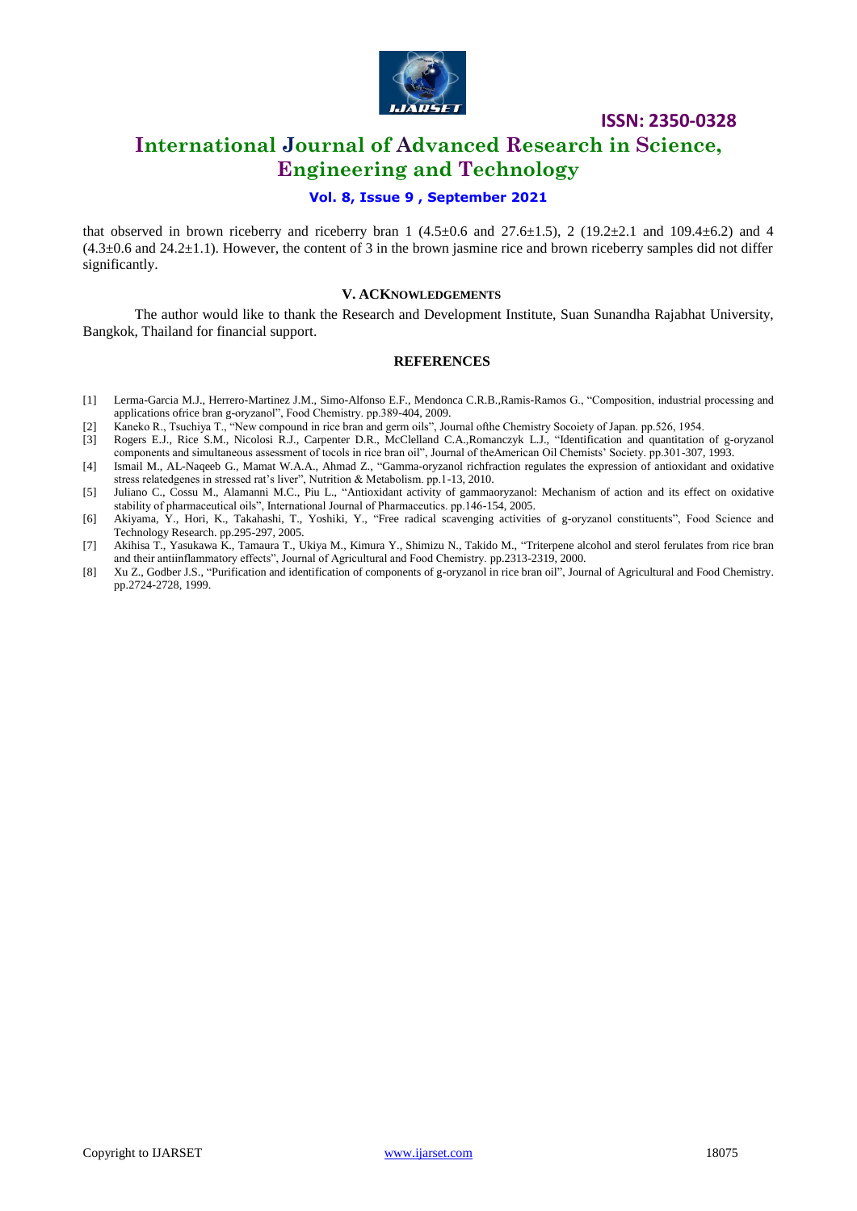that observed in brown riceberry and riceberry bran 1 (4.5±0.6 and 27.6±1.5), 2 (19.2±2.1 and 109.4±6.2) and 4 (4.3±0.6 and 24.2±1.1). However, the content of 3 in the brown jasmine rice and brown riceberry samples did not differ significantly.

## V. ACKNOWLEDGEMENTS

The author would like to thank the Research and Development Institute, Suan Sunandha Rajabhat University, Bangkok, Thailand for financial support.

## REFERENCES

[1] Lerma-Garcia M.J., Herrero-Martinez J.M., Simo-Alfonso E.F., Mendonca C.R.B.,Ramis-Ramos G., "Composition, industrial processing and applications ofrice bran g-oryzanol", Food Chemistry. pp.389-404, 2009.

[2] Kaneko R., Tsuchiya T., "New compound in rice bran and germ oils", Journal ofthe Chemistry Socoiety of Japan. pp.526, 1954.

[3] Rogers E.J., Rice S.M., Nicolosi R.J., Carpenter D.R., McClelland C.A.,Romanczyk L.J., "Identification and quantitation of g-oryzanol components and simultaneous assessment of tocols in rice bran oil", Journal of theAmerican Oil Chemists' Society. pp.301-307, 1993.

[4] Ismail M., AL-Naqeeb G., Mamat W.A.A., Ahmad Z., "Gamma-oryzanol richfraction regulates the expression of antioxidant and oxidative stress relatedgenes in stressed rat's liver", Nutrition & Metabolism. pp.1-13, 2010.

[5] Juliano C., Cossu M., Alamanni M.C., Piu L., "Antioxidant activity of gammaoryzanol: Mechanism of action and its effect on oxidative stability of pharmaceutical oils", International Journal of Pharmaceutics. pp.146-154, 2005.

[6] Akiyama, Y., Hori, K., Takahashi, T., Yoshiki, Y., "Free radical scavenging activities of g-oryzanol constituents", Food Science and Technology Research. pp.295-297, 2005.

[7] Akihisa T., Yasukawa K., Tamaura T., Ukiya M., Kimura Y., Shimizu N., Takido M., "Triterpene alcohol and sterol ferulates from rice bran and their antiinflammatory effects", Journal of Agricultural and Food Chemistry. pp.2313-2319, 2000.

[8] Xu Z., Godber J.S., "Purification and identification of components of g-oryzanol in rice bran oil", Journal of Agricultural and Food Chemistry. pp.2724-2728, 1999.